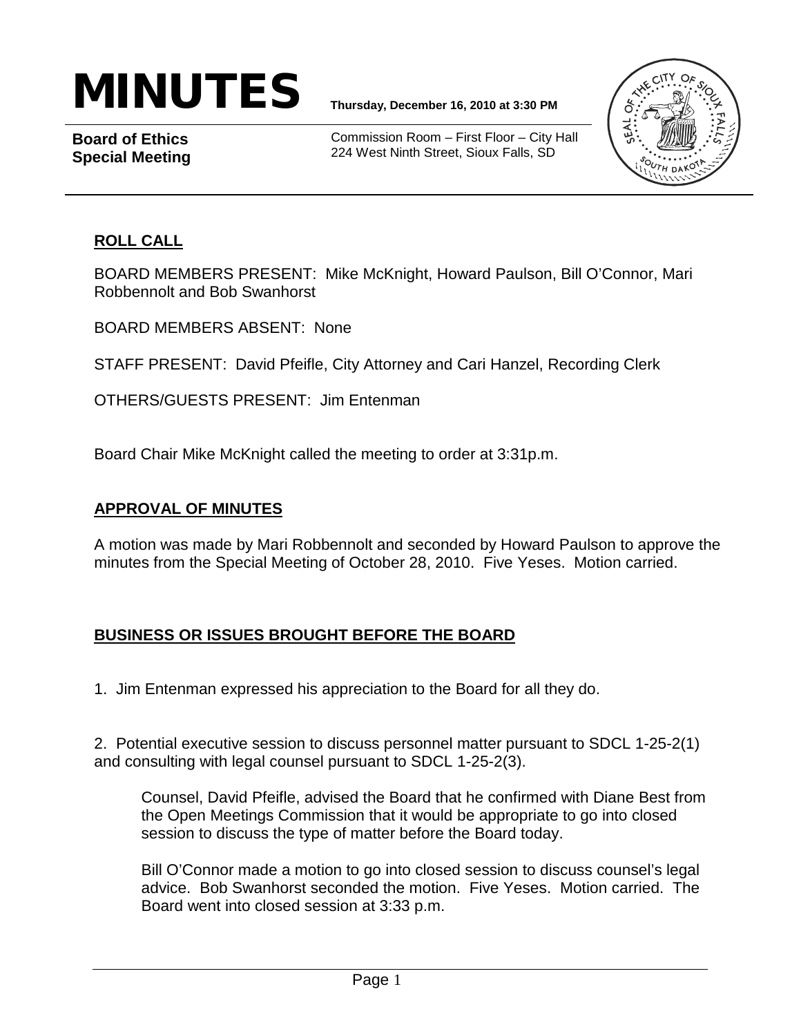# MINUTES

**Thursday, December 16, 2010 at 3:30 PM**

**Board of Ethics Special Meeting**

Commission Room – First Floor – City Hall
224 West Ninth Street, Sioux Falls, SD

## ROLL CALL

BOARD MEMBERS PRESENT: Mike McKnight, Howard Paulson, Bill O'Connor, Mari Robbennolt and Bob Swanhorst

BOARD MEMBERS ABSENT: None

STAFF PRESENT: David Pfeifle, City Attorney and Cari Hanzel, Recording Clerk

OTHERS/GUESTS PRESENT: Jim Entenman

Board Chair Mike McKnight called the meeting to order at 3:31p.m.

## APPROVAL OF MINUTES

A motion was made by Mari Robbennolt and seconded by Howard Paulson to approve the minutes from the Special Meeting of October 28, 2010. Five Yeses. Motion carried.

## BUSINESS OR ISSUES BROUGHT BEFORE THE BOARD

1. Jim Entenman expressed his appreciation to the Board for all they do.

2. Potential executive session to discuss personnel matter pursuant to SDCL 1-25-2(1) and consulting with legal counsel pursuant to SDCL 1-25-2(3).

   Counsel, David Pfeifle, advised the Board that he confirmed with Diane Best from the Open Meetings Commission that it would be appropriate to go into closed session to discuss the type of matter before the Board today.

   Bill O'Connor made a motion to go into closed session to discuss counsel's legal advice. Bob Swanhorst seconded the motion. Five Yeses. Motion carried. The Board went into closed session at 3:33 p.m.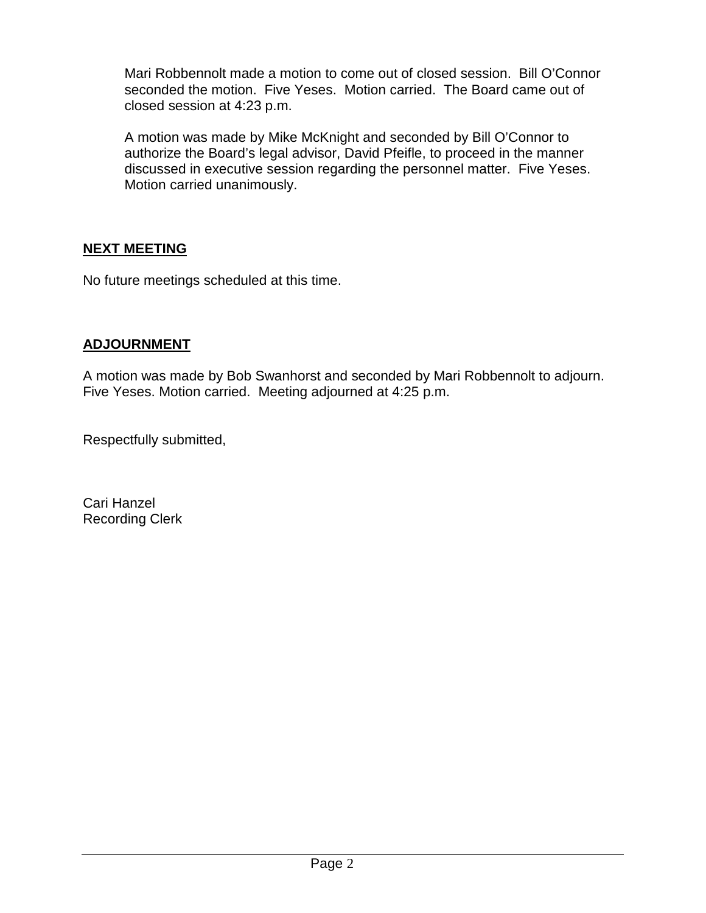Mari Robbennolt made a motion to come out of closed session. Bill O'Connor seconded the motion. Five Yeses. Motion carried. The Board came out of closed session at 4:23 p.m.

A motion was made by Mike McKnight and seconded by Bill O'Connor to authorize the Board's legal advisor, David Pfeifle, to proceed in the manner discussed in executive session regarding the personnel matter. Five Yeses. Motion carried unanimously.

## NEXT MEETING

No future meetings scheduled at this time.

## ADJOURNMENT

A motion was made by Bob Swanhorst and seconded by Mari Robbennolt to adjourn. Five Yeses. Motion carried. Meeting adjourned at 4:25 p.m.

Respectfully submitted,

Cari Hanzel
Recording Clerk